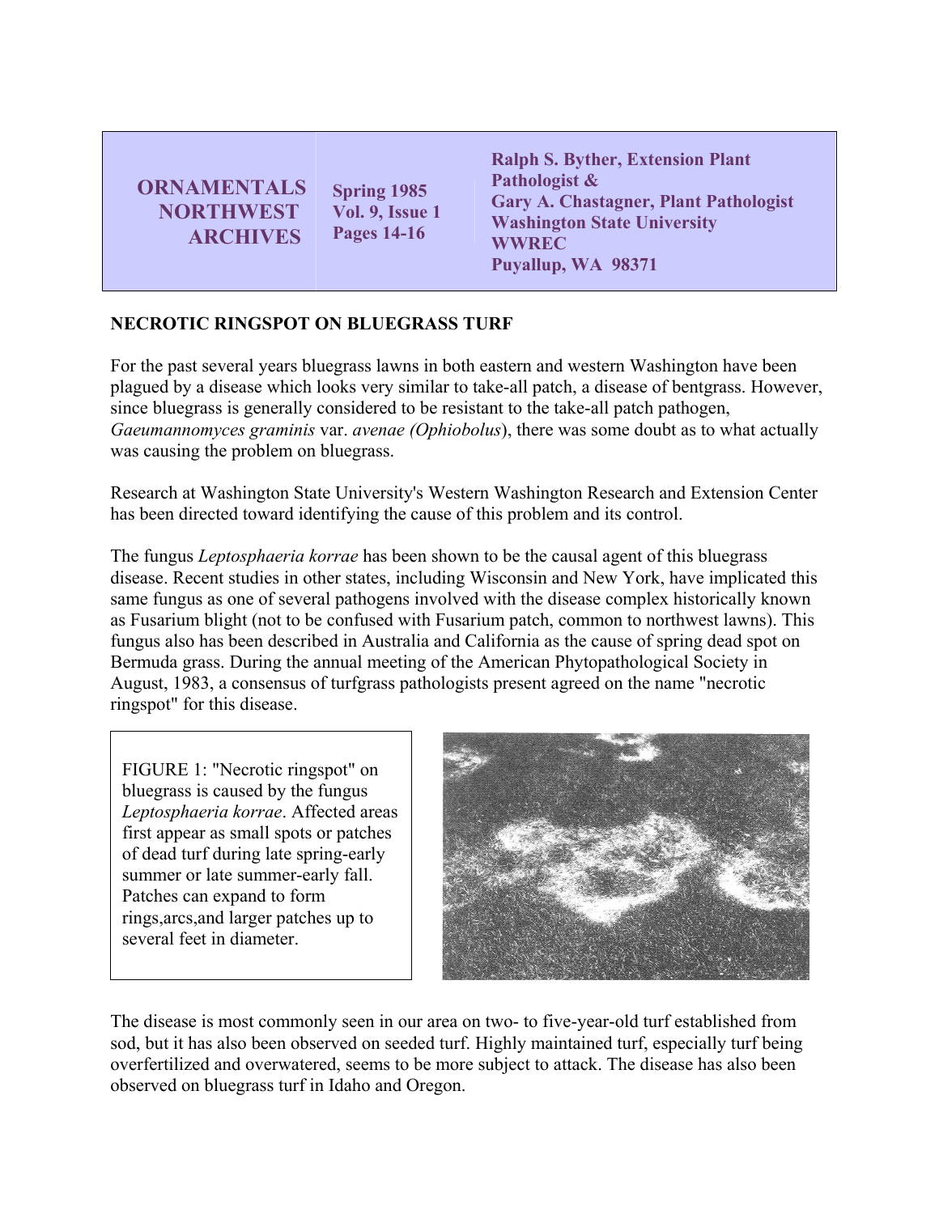| | | |
|---|---|---|
| **ORNAMENTALS NORTHWEST ARCHIVES** | **Spring 1985 Vol. 9, Issue 1 Pages 14-16** | **Ralph S. Byther, Extension Plant Pathologist & Gary A. Chastagner, Plant Pathologist Washington State University WWREC Puyallup, WA 98371** |

## NECROTIC RINGSPOT ON BLUEGRASS TURF

For the past several years bluegrass lawns in both eastern and western Washington have been plagued by a disease which looks very similar to take-all patch, a disease of bentgrass. However, since bluegrass is generally considered to be resistant to the take-all patch pathogen, *Gaeumannomyces graminis* var. *avenae (Ophiobolus)*, there was some doubt as to what actually was causing the problem on bluegrass.

Research at Washington State University's Western Washington Research and Extension Center has been directed toward identifying the cause of this problem and its control.

The fungus *Leptosphaeria korrae* has been shown to be the causal agent of this bluegrass disease. Recent studies in other states, including Wisconsin and New York, have implicated this same fungus as one of several pathogens involved with the disease complex historically known as Fusarium blight (not to be confused with Fusarium patch, common to northwest lawns). This fungus also has been described in Australia and California as the cause of spring dead spot on Bermuda grass. During the annual meeting of the American Phytopathological Society in August, 1983, a consensus of turfgrass pathologists present agreed on the name "necrotic ringspot" for this disease.

FIGURE 1: "Necrotic ringspot" on bluegrass is caused by the fungus *Leptosphaeria korrae*. Affected areas first appear as small spots or patches of dead turf during late spring-early summer or late summer-early fall. Patches can expand to form rings,arcs,and larger patches up to several feet in diameter.

The disease is most commonly seen in our area on two- to five-year-old turf established from sod, but it has also been observed on seeded turf. Highly maintained turf, especially turf being overfertilized and overwatered, seems to be more subject to attack. The disease has also been observed on bluegrass turf in Idaho and Oregon.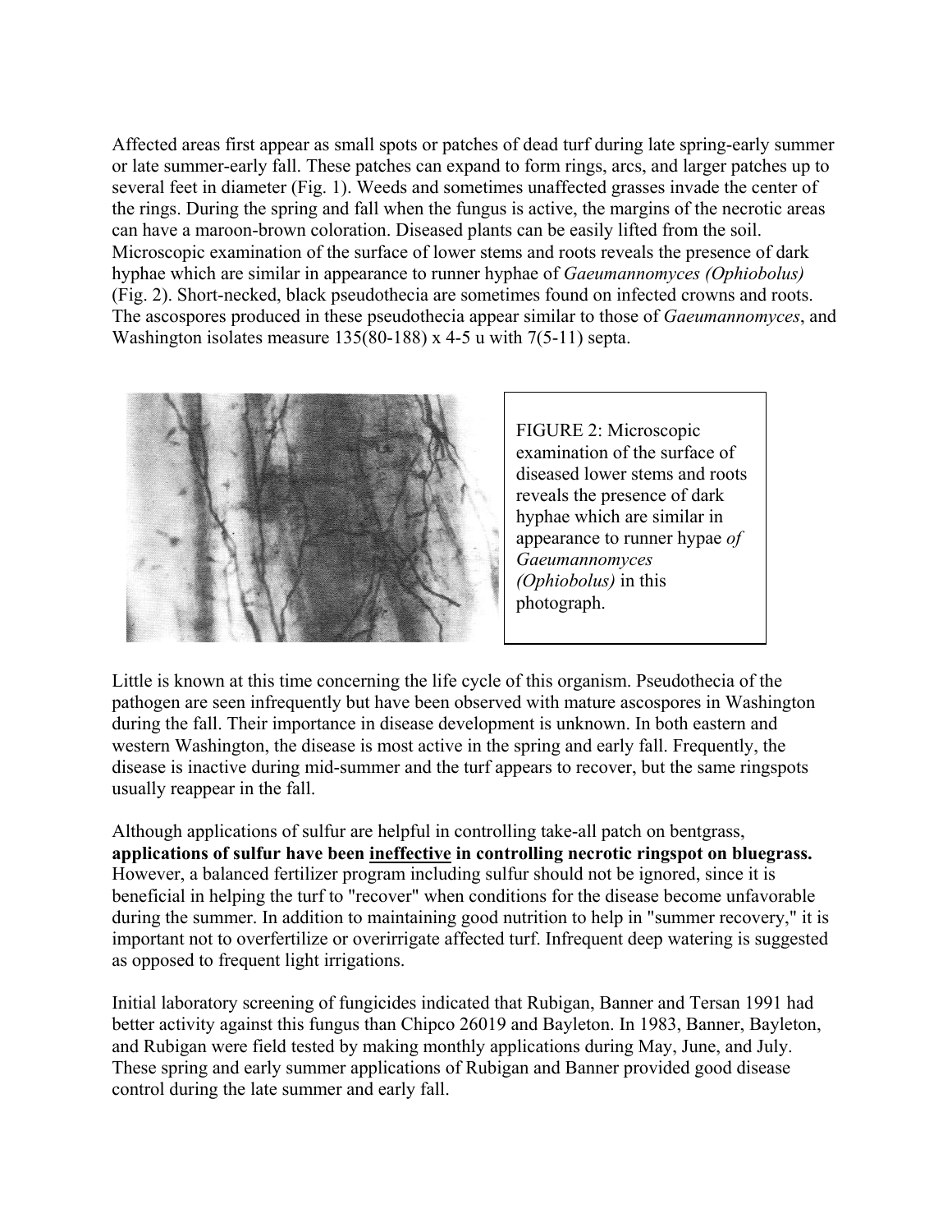Affected areas first appear as small spots or patches of dead turf during late spring-early summer or late summer-early fall. These patches can expand to form rings, arcs, and larger patches up to several feet in diameter (Fig. 1). Weeds and sometimes unaffected grasses invade the center of the rings. During the spring and fall when the fungus is active, the margins of the necrotic areas can have a maroon-brown coloration. Diseased plants can be easily lifted from the soil. Microscopic examination of the surface of lower stems and roots reveals the presence of dark hyphae which are similar in appearance to runner hyphae of *Gaeumannomyces (Ophiobolus)* (Fig. 2). Short-necked, black pseudothecia are sometimes found on infected crowns and roots. The ascospores produced in these pseudothecia appear similar to those of *Gaeumannomyces*, and Washington isolates measure 135(80-188) x 4-5 u with 7(5-11) septa.

FIGURE 2: Microscopic examination of the surface of diseased lower stems and roots reveals the presence of dark hyphae which are similar in appearance to runner hypae *of Gaeumannomyces (Ophiobolus)* in this photograph.

Little is known at this time concerning the life cycle of this organism. Pseudothecia of the pathogen are seen infrequently but have been observed with mature ascospores in Washington during the fall. Their importance in disease development is unknown. In both eastern and western Washington, the disease is most active in the spring and early fall. Frequently, the disease is inactive during mid-summer and the turf appears to recover, but the same ringspots usually reappear in the fall.

Although applications of sulfur are helpful in controlling take-all patch on bentgrass, **applications of sulfur have been ineffective in controlling necrotic ringspot on bluegrass.** However, a balanced fertilizer program including sulfur should not be ignored, since it is beneficial in helping the turf to "recover" when conditions for the disease become unfavorable during the summer. In addition to maintaining good nutrition to help in "summer recovery," it is important not to overfertilize or overirrigate affected turf. Infrequent deep watering is suggested as opposed to frequent light irrigations.

Initial laboratory screening of fungicides indicated that Rubigan, Banner and Tersan 1991 had better activity against this fungus than Chipco 26019 and Bayleton. In 1983, Banner, Bayleton, and Rubigan were field tested by making monthly applications during May, June, and July. These spring and early summer applications of Rubigan and Banner provided good disease control during the late summer and early fall.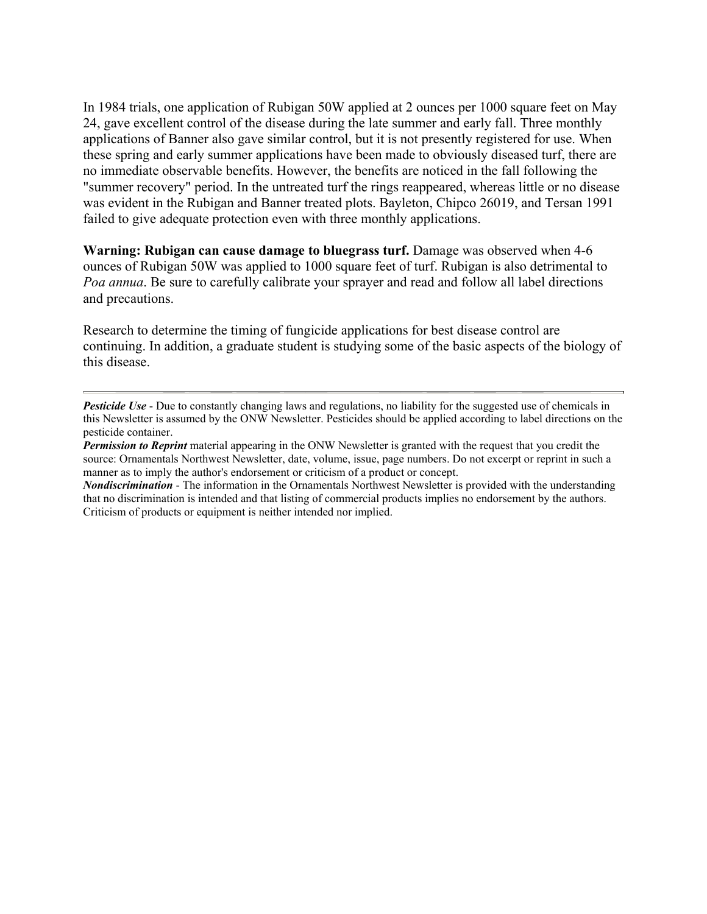In 1984 trials, one application of Rubigan 50W applied at 2 ounces per 1000 square feet on May 24, gave excellent control of the disease during the late summer and early fall. Three monthly applications of Banner also gave similar control, but it is not presently registered for use. When these spring and early summer applications have been made to obviously diseased turf, there are no immediate observable benefits. However, the benefits are noticed in the fall following the "summer recovery" period. In the untreated turf the rings reappeared, whereas little or no disease was evident in the Rubigan and Banner treated plots. Bayleton, Chipco 26019, and Tersan 1991 failed to give adequate protection even with three monthly applications.

**Warning: Rubigan can cause damage to bluegrass turf.** Damage was observed when 4-6 ounces of Rubigan 50W was applied to 1000 square feet of turf. Rubigan is also detrimental to *Poa annua*. Be sure to carefully calibrate your sprayer and read and follow all label directions and precautions.

Research to determine the timing of fungicide applications for best disease control are continuing. In addition, a graduate student is studying some of the basic aspects of the biology of this disease.

---

***Pesticide Use*** - Due to constantly changing laws and regulations, no liability for the suggested use of chemicals in this Newsletter is assumed by the ONW Newsletter. Pesticides should be applied according to label directions on the pesticide container.

***Permission to Reprint*** material appearing in the ONW Newsletter is granted with the request that you credit the source: Ornamentals Northwest Newsletter, date, volume, issue, page numbers. Do not excerpt or reprint in such a manner as to imply the author's endorsement or criticism of a product or concept.

***Nondiscrimination*** - The information in the Ornamentals Northwest Newsletter is provided with the understanding that no discrimination is intended and that listing of commercial products implies no endorsement by the authors. Criticism of products or equipment is neither intended nor implied.